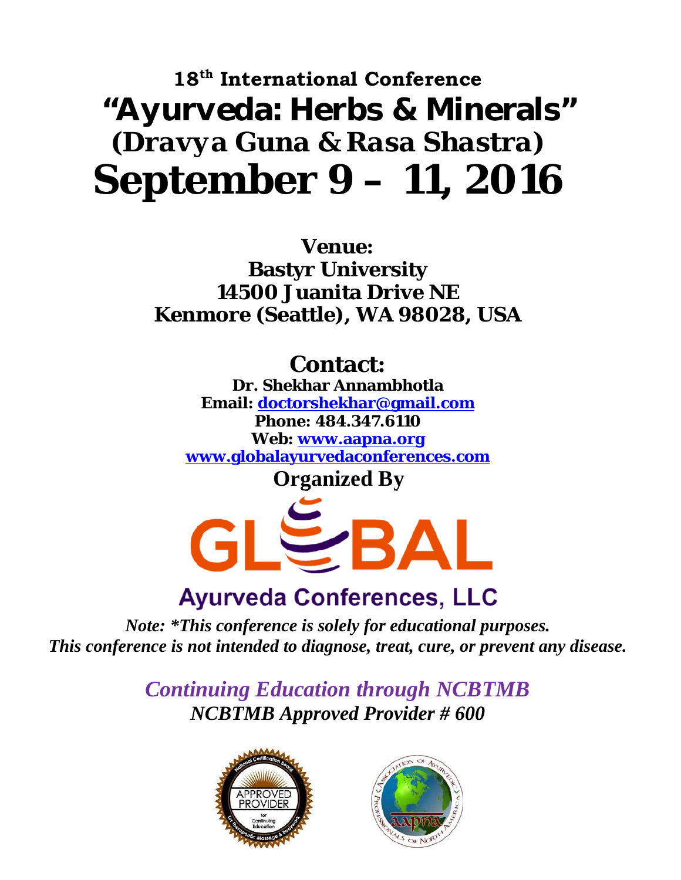# 18th International Conference

# "Ayurveda: Herbs & Minerals"

## (Dravya Guna & Rasa Shastra)

# September 9 – 11, 2016

**Venue:**
**Bastyr University**
**14500 Juanita Drive NE**
**Kenmore (Seattle), WA 98028, USA**

## Contact:

**Dr. Shekhar Annambhotla**
**Email: doctorshekhar@gmail.com**
**Phone: 484.347.6110**
**Web: www.aapna.org**
**www.globalayurvedaconferences.com**

**Organized By**

GLOBAL
Ayurveda Conferences, LLC

***Note: *This conference is solely for educational purposes.***
***This conference is not intended to diagnose, treat, cure, or prevent any disease.***

*Continuing Education through NCBTMB*
***NCBTMB Approved Provider # 600***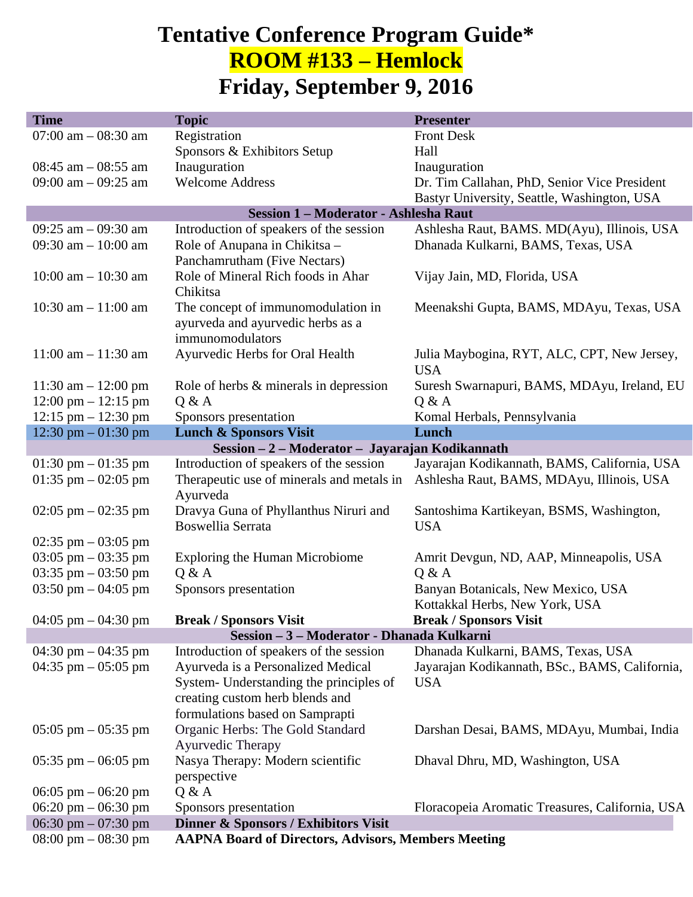# Tentative Conference Program Guide*

# ROOM #133 – Hemlock

# Friday, September 9, 2016

| Time | Topic | Presenter |
|---|---|---|
| 07:00 am – 08:30 am | Registration<br>Sponsors & Exhibitors Setup | Front Desk<br>Hall |
| 08:45 am – 08:55 am | Inauguration | Inauguration |
| 09:00 am – 09:25 am | Welcome Address | Dr. Tim Callahan, PhD, Senior Vice President Bastyr University, Seattle, Washington, USA |
| **Session 1 – Moderator - Ashlesha Raut** | | |
| 09:25 am – 09:30 am | Introduction of speakers of the session | Ashlesha Raut, BAMS. MD(Ayu), Illinois, USA |
| 09:30 am – 10:00 am | Role of Anupana in Chikitsa – Panchamrutham (Five Nectars) | Dhanada Kulkarni, BAMS, Texas, USA |
| 10:00 am – 10:30 am | Role of Mineral Rich foods in Ahar Chikitsa | Vijay Jain, MD, Florida, USA |
| 10:30 am – 11:00 am | The concept of immunomodulation in ayurveda and ayurvedic herbs as a immunomodulators | Meenakshi Gupta, BAMS, MDAyu, Texas, USA |
| 11:00 am – 11:30 am | Ayurvedic Herbs for Oral Health | Julia Maybogina, RYT, ALC, CPT, New Jersey, USA |
| 11:30 am – 12:00 pm | Role of herbs & minerals in depression | Suresh Swarnapuri, BAMS, MDAyu, Ireland, EU |
| 12:00 pm – 12:15 pm | Q & A | Q & A |
| 12:15 pm – 12:30 pm | Sponsors presentation | Komal Herbals, Pennsylvania |
| 12:30 pm – 01:30 pm | **Lunch & Sponsors Visit** | **Lunch** |
| **Session – 2 – Moderator – Jayarajan Kodikannath** | | |
| 01:30 pm – 01:35 pm | Introduction of speakers of the session | Jayarajan Kodikannath, BAMS, California, USA |
| 01:35 pm – 02:05 pm | Therapeutic use of minerals and metals in Ayurveda | Ashlesha Raut, BAMS, MDAyu, Illinois, USA |
| 02:05 pm – 02:35 pm | Dravya Guna of Phyllanthus Niruri and Boswellia Serrata | Santoshima Kartikeyan, BSMS, Washington, USA |
| 02:35 pm – 03:05 pm | | |
| 03:05 pm – 03:35 pm | Exploring the Human Microbiome | Amrit Devgun, ND, AAP, Minneapolis, USA |
| 03:35 pm – 03:50 pm | Q & A | Q & A |
| 03:50 pm – 04:05 pm | Sponsors presentation | Banyan Botanicals, New Mexico, USA<br>Kottakkal Herbs, New York, USA |
| 04:05 pm – 04:30 pm | **Break / Sponsors Visit** | **Break / Sponsors Visit** |
| **Session – 3 – Moderator - Dhanada Kulkarni** | | |
| 04:30 pm – 04:35 pm | Introduction of speakers of the session | Dhanada Kulkarni, BAMS, Texas, USA |
| 04:35 pm – 05:05 pm | Ayurveda is a Personalized Medical System- Understanding the principles of creating custom herb blends and formulations based on Samprapti | Jayarajan Kodikannath, BSc., BAMS, California, USA |
| 05:05 pm – 05:35 pm | Organic Herbs: The Gold Standard Ayurvedic Therapy | Darshan Desai, BAMS, MDAyu, Mumbai, India |
| 05:35 pm – 06:05 pm | Nasya Therapy: Modern scientific perspective | Dhaval Dhru, MD, Washington, USA |
| 06:05 pm – 06:20 pm | Q & A | |
| 06:20 pm – 06:30 pm | Sponsors presentation | Floracopeia Aromatic Treasures, California, USA |
| 06:30 pm – 07:30 pm | **Dinner & Sponsors / Exhibitors Visit** | |
| 08:00 pm – 08:30 pm | **AAPNA Board of Directors, Advisors, Members Meeting** | |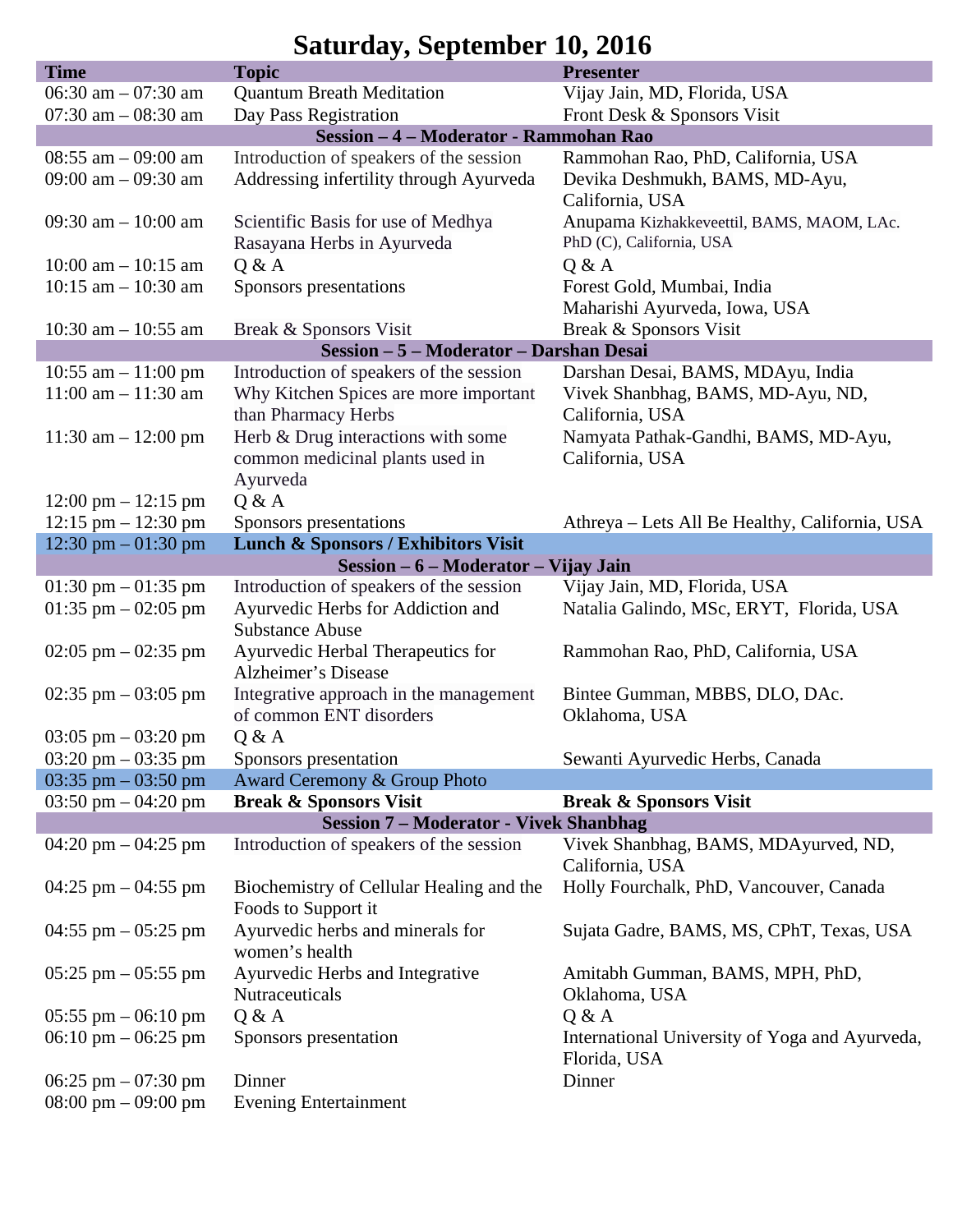# Saturday, September 10, 2016

| Time | Topic | Presenter |
|---|---|---|
| 06:30 am – 07:30 am | Quantum Breath Meditation | Vijay Jain, MD, Florida, USA |
| 07:30 am – 08:30 am | Day Pass Registration | Front Desk & Sponsors Visit |
| **Session – 4 – Moderator - Rammohan Rao** | | |
| 08:55 am – 09:00 am | Introduction of speakers of the session | Rammohan Rao, PhD, California, USA |
| 09:00 am – 09:30 am | Addressing infertility through Ayurveda | Devika Deshmukh, BAMS, MD-Ayu, California, USA |
| 09:30 am – 10:00 am | Scientific Basis for use of Medhya Rasayana Herbs in Ayurveda | Anupama Kizhakkeveettil, BAMS, MAOM, LAc. PhD (C), California, USA |
| 10:00 am – 10:15 am | Q & A | Q & A |
| 10:15 am – 10:30 am | Sponsors presentations | Forest Gold, Mumbai, India<br>Maharishi Ayurveda, Iowa, USA |
| 10:30 am – 10:55 am | Break & Sponsors Visit | Break & Sponsors Visit |
| **Session – 5 – Moderator – Darshan Desai** | | |
| 10:55 am – 11:00 pm | Introduction of speakers of the session | Darshan Desai, BAMS, MDAyu, India |
| 11:00 am – 11:30 am | Why Kitchen Spices are more important than Pharmacy Herbs | Vivek Shanbhag, BAMS, MD-Ayu, ND, California, USA |
| 11:30 am – 12:00 pm | Herb & Drug interactions with some common medicinal plants used in Ayurveda | Namyata Pathak-Gandhi, BAMS, MD-Ayu, California, USA |
| 12:00 pm – 12:15 pm | Q & A | |
| 12:15 pm – 12:30 pm | Sponsors presentations | Athreya – Lets All Be Healthy, California, USA |
| 12:30 pm – 01:30 pm | **Lunch & Sponsors / Exhibitors Visit** | |
| **Session – 6 – Moderator – Vijay Jain** | | |
| 01:30 pm – 01:35 pm | Introduction of speakers of the session | Vijay Jain, MD, Florida, USA |
| 01:35 pm – 02:05 pm | Ayurvedic Herbs for Addiction and Substance Abuse | Natalia Galindo, MSc, ERYT, Florida, USA |
| 02:05 pm – 02:35 pm | Ayurvedic Herbal Therapeutics for Alzheimer's Disease | Rammohan Rao, PhD, California, USA |
| 02:35 pm – 03:05 pm | Integrative approach in the management of common ENT disorders | Bintee Gumman, MBBS, DLO, DAc. Oklahoma, USA |
| 03:05 pm – 03:20 pm | Q & A | |
| 03:20 pm – 03:35 pm | Sponsors presentation | Sewanti Ayurvedic Herbs, Canada |
| 03:35 pm – 03:50 pm | Award Ceremony & Group Photo | |
| 03:50 pm – 04:20 pm | **Break & Sponsors Visit** | **Break & Sponsors Visit** |
| **Session 7 – Moderator - Vivek Shanbhag** | | |
| 04:20 pm – 04:25 pm | Introduction of speakers of the session | Vivek Shanbhag, BAMS, MDAyurved, ND, California, USA |
| 04:25 pm – 04:55 pm | Biochemistry of Cellular Healing and the Foods to Support it | Holly Fourchalk, PhD, Vancouver, Canada |
| 04:55 pm – 05:25 pm | Ayurvedic herbs and minerals for women's health | Sujata Gadre, BAMS, MS, CPhT, Texas, USA |
| 05:25 pm – 05:55 pm | Ayurvedic Herbs and Integrative Nutraceuticals | Amitabh Gumman, BAMS, MPH, PhD, Oklahoma, USA |
| 05:55 pm – 06:10 pm | Q & A | Q & A |
| 06:10 pm – 06:25 pm | Sponsors presentation | International University of Yoga and Ayurveda, Florida, USA |
| 06:25 pm – 07:30 pm | Dinner | Dinner |
| 08:00 pm – 09:00 pm | Evening Entertainment | |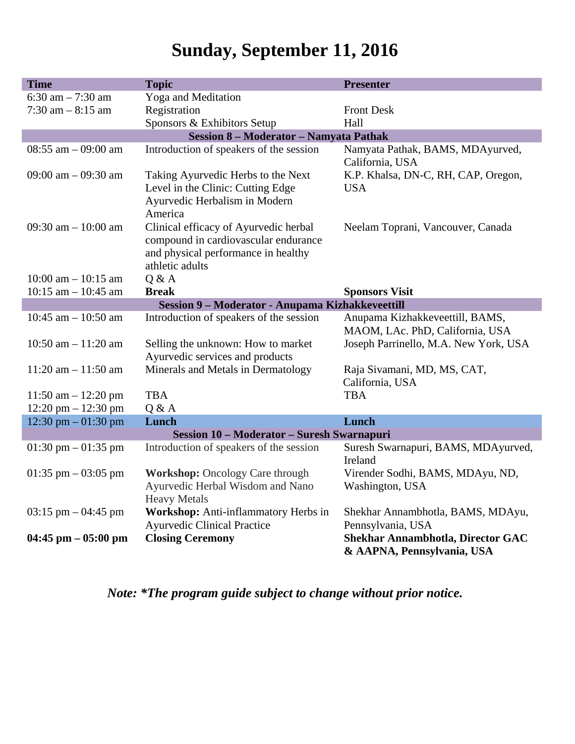# Sunday, September 11, 2016

| Time | Topic | Presenter |
|---|---|---|
| 6:30 am – 7:30 am | Yoga and Meditation | |
| 7:30 am – 8:15 am | Registration | Front Desk |
| | Sponsors & Exhibitors Setup | Hall |
| **Session 8 – Moderator – Namyata Pathak** | | |
| 08:55 am – 09:00 am | Introduction of speakers of the session | Namyata Pathak, BAMS, MDAyurved, California, USA |
| 09:00 am – 09:30 am | Taking Ayurvedic Herbs to the Next Level in the Clinic: Cutting Edge Ayurvedic Herbalism in Modern America | K.P. Khalsa, DN-C, RH, CAP, Oregon, USA |
| 09:30 am – 10:00 am | Clinical efficacy of Ayurvedic herbal compound in cardiovascular endurance and physical performance in healthy athletic adults | Neelam Toprani, Vancouver, Canada |
| 10:00 am – 10:15 am | Q & A | |
| 10:15 am – 10:45 am | **Break** | **Sponsors Visit** |
| **Session 9 – Moderator - Anupama Kizhakkeveettill** | | |
| 10:45 am – 10:50 am | Introduction of speakers of the session | Anupama Kizhakkeveettill, BAMS, MAOM, LAc. PhD, California, USA |
| 10:50 am – 11:20 am | Selling the unknown: How to market Ayurvedic services and products | Joseph Parrinello, M.A. New York, USA |
| 11:20 am – 11:50 am | Minerals and Metals in Dermatology | Raja Sivamani, MD, MS, CAT, California, USA |
| 11:50 am – 12:20 pm | TBA | TBA |
| 12:20 pm – 12:30 pm | Q & A | |
| 12:30 pm – 01:30 pm | **Lunch** | **Lunch** |
| **Session 10 – Moderator – Suresh Swarnapuri** | | |
| 01:30 pm – 01:35 pm | Introduction of speakers of the session | Suresh Swarnapuri, BAMS, MDAyurved, Ireland |
| 01:35 pm – 03:05 pm | **Workshop:** Oncology Care through Ayurvedic Herbal Wisdom and Nano Heavy Metals | Virender Sodhi, BAMS, MDAyu, ND, Washington, USA |
| 03:15 pm – 04:45 pm | **Workshop:** Anti-inflammatory Herbs in Ayurvedic Clinical Practice | Shekhar Annambhotla, BAMS, MDAyu, Pennsylvania, USA |
| **04:45 pm – 05:00 pm** | **Closing Ceremony** | **Shekhar Annambhotla, Director GAC & AAPNA, Pennsylvania, USA** |

***Note: *The program guide subject to change without prior notice.***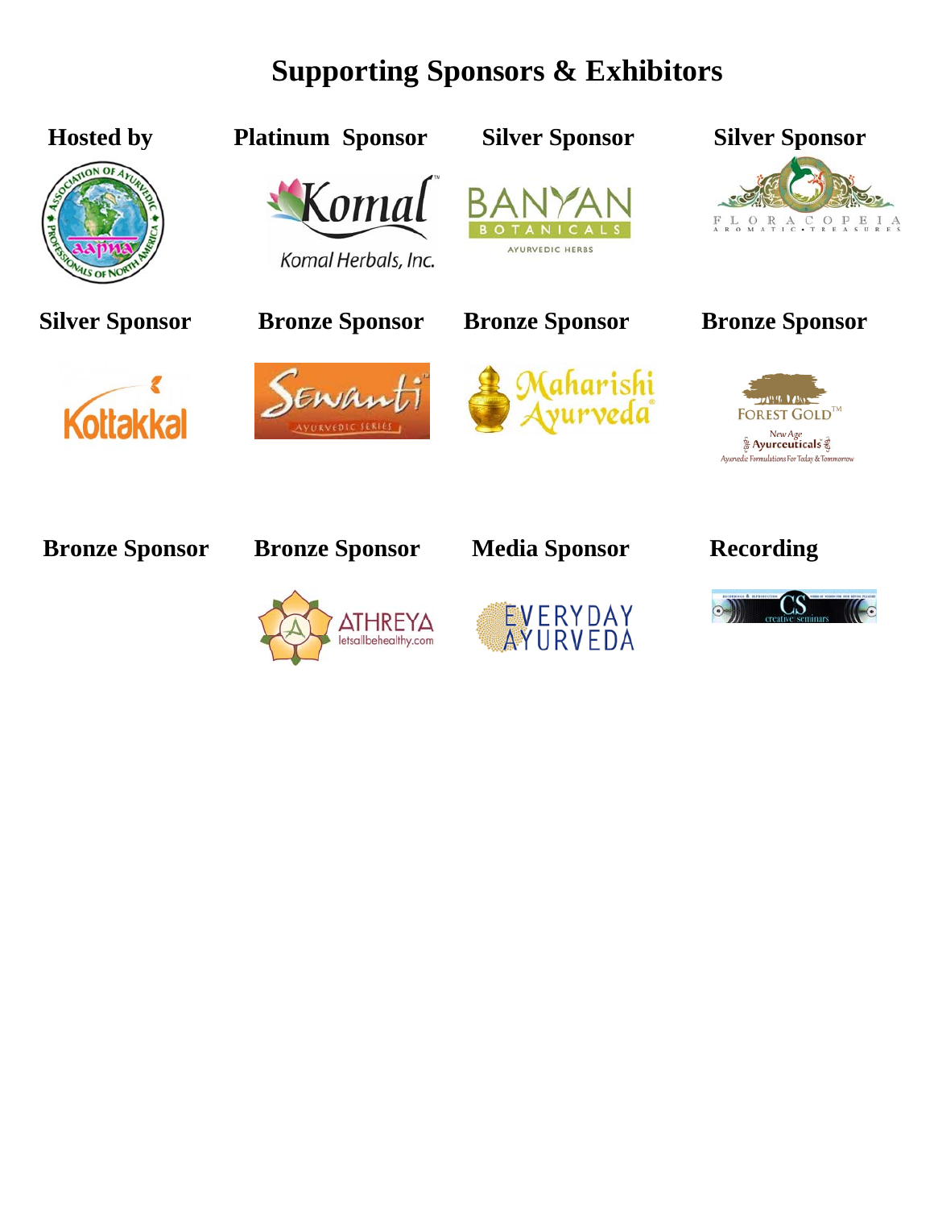# Supporting Sponsors & Exhibitors

**Hosted by**

ASSOCIATION OF AYURVEDIC PROFESSIONALS OF NORTH AMERICA
aapna

**Platinum Sponsor**

Komal™
Komal Herbals, Inc.

**Silver Sponsor**

BANYAN BOTANICALS
AYURVEDIC HERBS

**Silver Sponsor**

FLORACOPEIA
AROMATIC • TREASURES

**Silver Sponsor**

Kottakkal

**Bronze Sponsor**

Sewanti
AYURVEDIC SERIES

**Bronze Sponsor**

Maharishi Ayurveda®

**Bronze Sponsor**

FOREST GOLD™
New Age Ayurceuticals
Ayurvedic Formulations For Today & Tommorrow

**Bronze Sponsor**

**Bronze Sponsor**

ATHREYA
letsallbehealthy.com

**Media Sponsor**

EVERYDAY AYURVEDA

**Recording**

CS
creative seminars